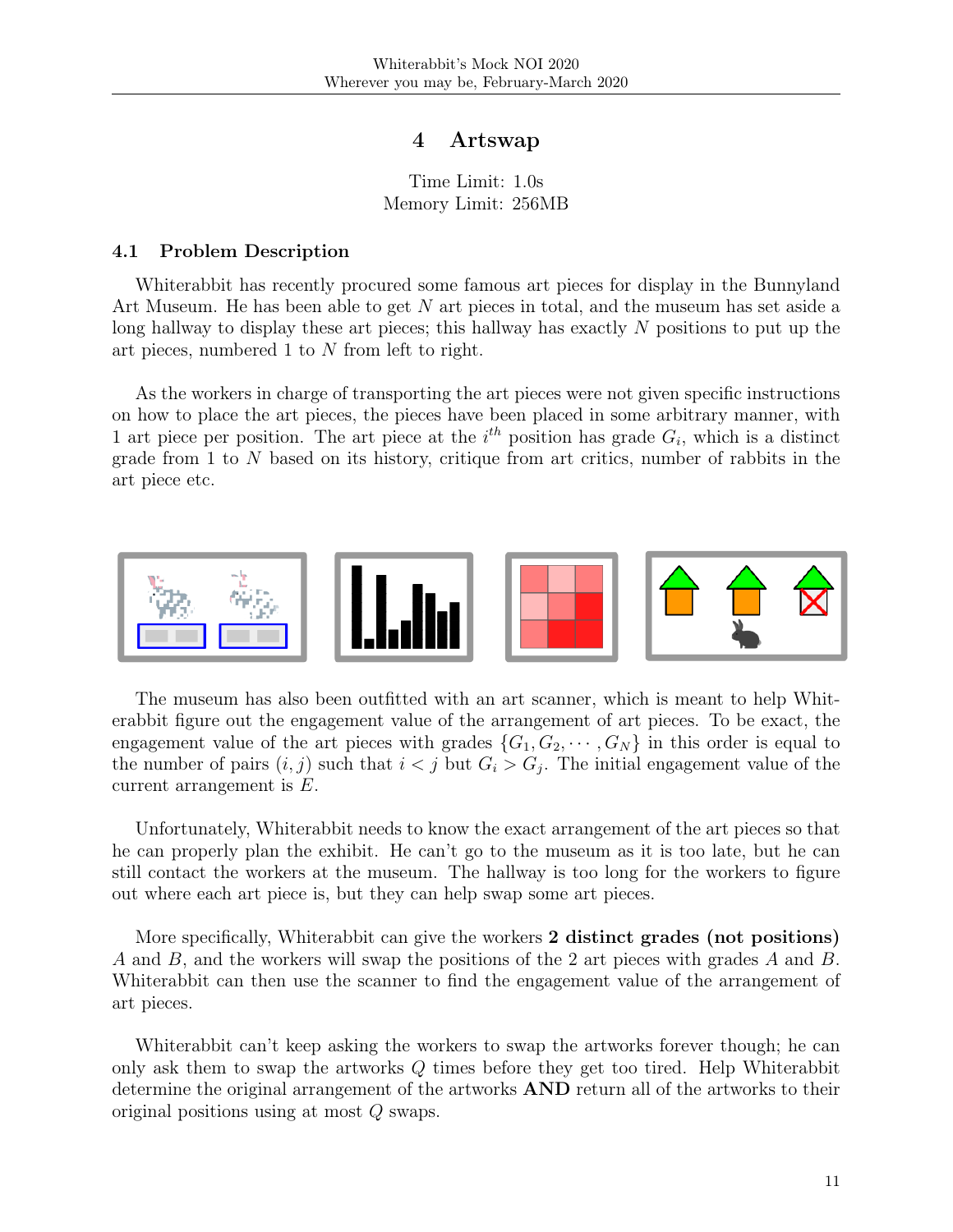# 4 Artswap

Time Limit: 1.0s
Memory Limit: 256MB

## 4.1 Problem Description

Whiterabbit has recently procured some famous art pieces for display in the Bunnyland Art Museum. He has been able to get $N$ art pieces in total, and the museum has set aside a long hallway to display these art pieces; this hallway has exactly $N$ positions to put up the art pieces, numbered 1 to $N$ from left to right.

As the workers in charge of transporting the art pieces were not given specific instructions on how to place the art pieces, the pieces have been placed in some arbitrary manner, with 1 art piece per position. The art piece at the $i^{th}$ position has grade $G_i$, which is a distinct grade from 1 to $N$ based on its history, critique from art critics, number of rabbits in the art piece etc.

The museum has also been outfitted with an art scanner, which is meant to help Whiterabbit figure out the engagement value of the arrangement of art pieces. To be exact, the engagement value of the art pieces with grades $\{G_1, G_2, \cdots, G_N\}$ in this order is equal to the number of pairs $(i, j)$ such that $i < j$ but $G_i > G_j$. The initial engagement value of the current arrangement is $E$.

Unfortunately, Whiterabbit needs to know the exact arrangement of the art pieces so that he can properly plan the exhibit. He can't go to the museum as it is too late, but he can still contact the workers at the museum. The hallway is too long for the workers to figure out where each art piece is, but they can help swap some art pieces.

More specifically, Whiterabbit can give the workers **2 distinct grades (not positions)** $A$ and $B$, and the workers will swap the positions of the 2 art pieces with grades $A$ and $B$. Whiterabbit can then use the scanner to find the engagement value of the arrangement of art pieces.

Whiterabbit can't keep asking the workers to swap the artworks forever though; he can only ask them to swap the artworks $Q$ times before they get too tired. Help Whiterabbit determine the original arrangement of the artworks **AND** return all of the artworks to their original positions using at most $Q$ swaps.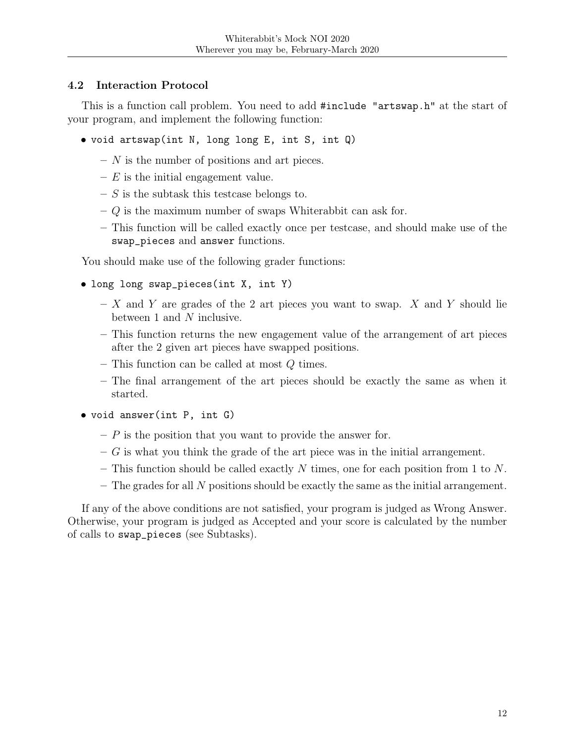### 4.2 Interaction Protocol

This is a function call problem. You need to add `#include "artswap.h"` at the start of your program, and implement the following function:

- `void artswap(int N, long long E, int S, int Q)`
  - $N$ is the number of positions and art pieces.
  - $E$ is the initial engagement value.
  - $S$ is the subtask this testcase belongs to.
  - $Q$ is the maximum number of swaps Whiterabbit can ask for.
  - This function will be called exactly once per testcase, and should make use of the `swap_pieces` and `answer` functions.

You should make use of the following grader functions:

- `long long swap_pieces(int X, int Y)`
  - $X$ and $Y$ are grades of the 2 art pieces you want to swap. $X$ and $Y$ should lie between 1 and $N$ inclusive.
  - This function returns the new engagement value of the arrangement of art pieces after the 2 given art pieces have swapped positions.
  - This function can be called at most $Q$ times.
  - The final arrangement of the art pieces should be exactly the same as when it started.
- `void answer(int P, int G)`
  - $P$ is the position that you want to provide the answer for.
  - $G$ is what you think the grade of the art piece was in the initial arrangement.
  - This function should be called exactly $N$ times, one for each position from 1 to $N$.
  - The grades for all $N$ positions should be exactly the same as the initial arrangement.

If any of the above conditions are not satisfied, your program is judged as Wrong Answer. Otherwise, your program is judged as Accepted and your score is calculated by the number of calls to `swap_pieces` (see Subtasks).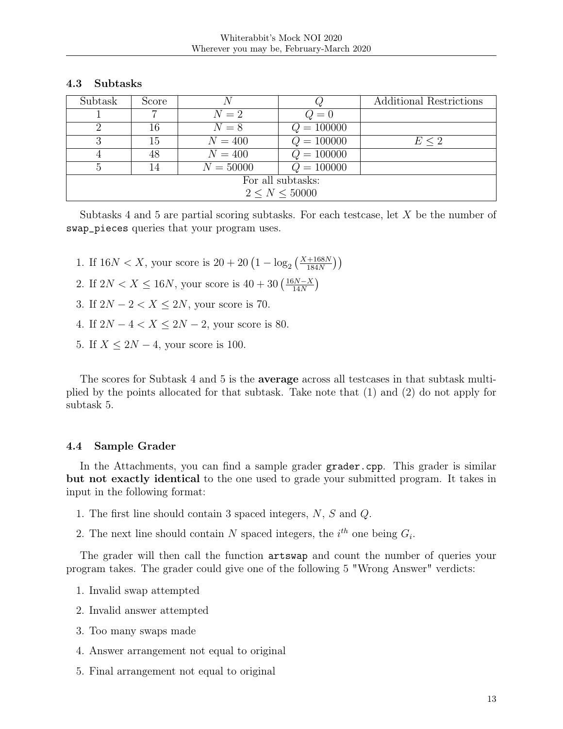### 4.3 Subtasks

| Subtask | Score | $N$ | $Q$ | Additional Restrictions |
|---|---|---|---|---|
| 1 | 7 | $N = 2$ | $Q = 0$ | |
| 2 | 16 | $N = 8$ | $Q = 100000$ | |
| 3 | 15 | $N = 400$ | $Q = 100000$ | $E \leq 2$ |
| 4 | 48 | $N = 400$ | $Q = 100000$ | |
| 5 | 14 | $N = 50000$ | $Q = 100000$ | |
| For all subtasks: $2 \leq N \leq 50000$ | | | | |

Subtasks 4 and 5 are partial scoring subtasks. For each testcase, let $X$ be the number of swap_pieces queries that your program uses.

1. If $16N < X$, your score is $20 + 20\left(1 - \log_2\left(\frac{X+168N}{184N}\right)\right)$
2. If $2N < X \leq 16N$, your score is $40 + 30\left(\frac{16N-X}{14N}\right)$
3. If $2N - 2 < X \leq 2N$, your score is 70.
4. If $2N - 4 < X \leq 2N - 2$, your score is 80.
5. If $X \leq 2N - 4$, your score is 100.

The scores for Subtask 4 and 5 is the **average** across all testcases in that subtask multiplied by the points allocated for that subtask. Take note that (1) and (2) do not apply for subtask 5.

### 4.4 Sample Grader

In the Attachments, you can find a sample grader grader.cpp. This grader is similar **but not exactly identical** to the one used to grade your submitted program. It takes in input in the following format:

1. The first line should contain 3 spaced integers, $N$, $S$ and $Q$.
2. The next line should contain $N$ spaced integers, the $i^{th}$ one being $G_i$.

The grader will then call the function artswap and count the number of queries your program takes. The grader could give one of the following 5 "Wrong Answer" verdicts:

1. Invalid swap attempted
2. Invalid answer attempted
3. Too many swaps made
4. Answer arrangement not equal to original
5. Final arrangement not equal to original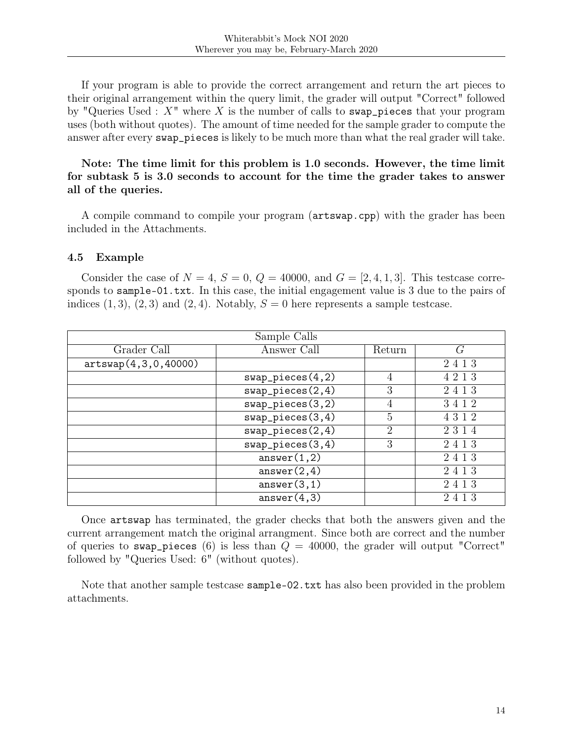If your program is able to provide the correct arrangement and return the art pieces to their original arrangement within the query limit, the grader will output "Correct" followed by "Queries Used : $X$" where $X$ is the number of calls to `swap_pieces` that your program uses (both without quotes). The amount of time needed for the sample grader to compute the answer after every `swap_pieces` is likely to be much more than what the real grader will take.

**Note: The time limit for this problem is 1.0 seconds. However, the time limit for subtask 5 is 3.0 seconds to account for the time the grader takes to answer all of the queries.**

A compile command to compile your program (`artswap.cpp`) with the grader has been included in the Attachments.

### 4.5 Example

Consider the case of $N = 4$, $S = 0$, $Q = 40000$, and $G = [2, 4, 1, 3]$. This testcase corresponds to `sample-01.txt`. In this case, the initial engagement value is 3 due to the pairs of indices $(1, 3)$, $(2, 3)$ and $(2, 4)$. Notably, $S = 0$ here represents a sample testcase.

| Sample Calls | | | |
|---|---|---|---|
| Grader Call | Answer Call | Return | $G$ |
| `artswap(4,3,0,40000)` | | | 2 4 1 3 |
| | `swap_pieces(4,2)` | 4 | 4 2 1 3 |
| | `swap_pieces(2,4)` | 3 | 2 4 1 3 |
| | `swap_pieces(3,2)` | 4 | 3 4 1 2 |
| | `swap_pieces(3,4)` | 5 | 4 3 1 2 |
| | `swap_pieces(2,4)` | 2 | 2 3 1 4 |
| | `swap_pieces(3,4)` | 3 | 2 4 1 3 |
| | `answer(1,2)` | | 2 4 1 3 |
| | `answer(2,4)` | | 2 4 1 3 |
| | `answer(3,1)` | | 2 4 1 3 |
| | `answer(4,3)` | | 2 4 1 3 |

Once `artswap` has terminated, the grader checks that both the answers given and the current arrangement match the original arrangment. Since both are correct and the number of queries to `swap_pieces` (6) is less than $Q = 40000$, the grader will output "Correct" followed by "Queries Used: 6" (without quotes).

Note that another sample testcase `sample-02.txt` has also been provided in the problem attachments.